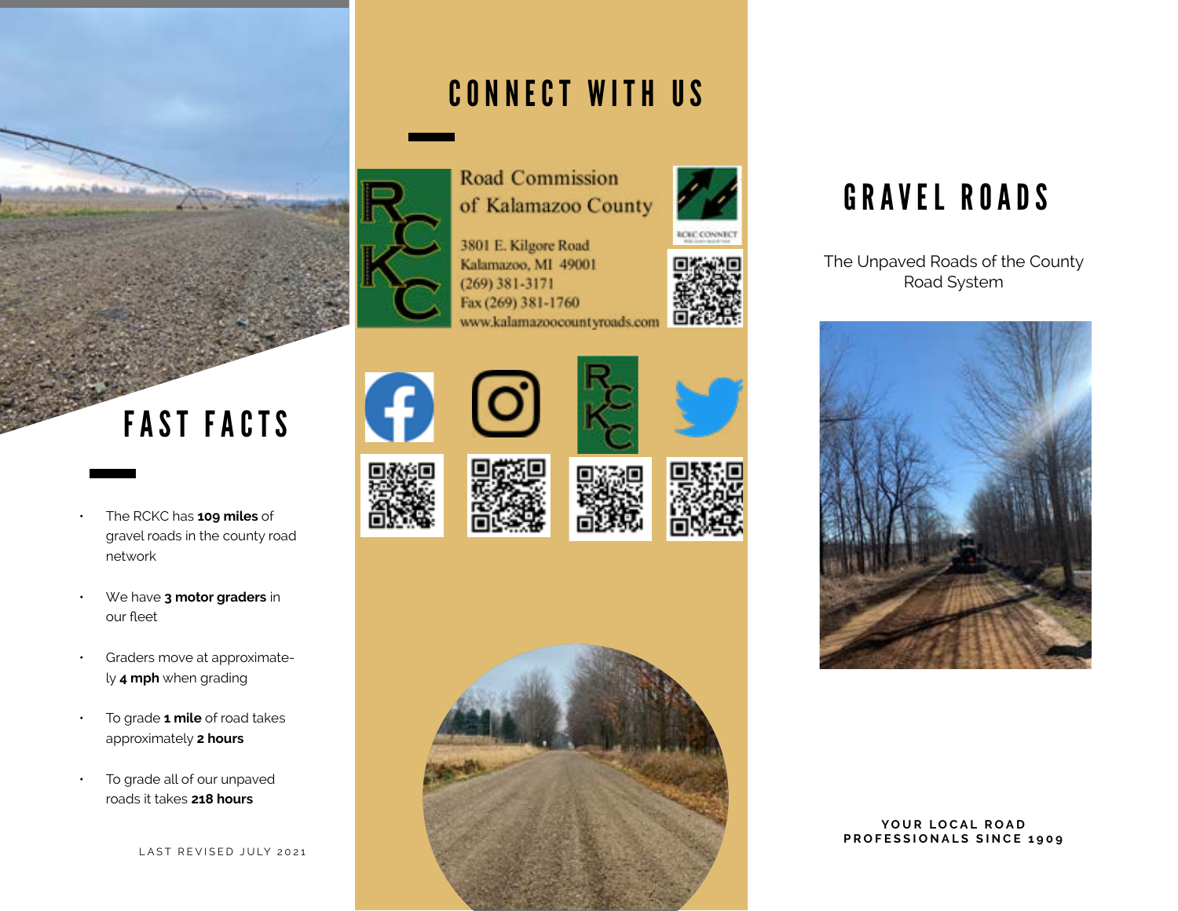# FAST FACTS

- The RCKC has **109 miles** of gravel roads in the county road network
- We have **3 motor graders** in our fleet
- Graders move at approximately **4 mph** when grading
- To grade **1 mile** of road takes approximately **2 hours**
- To grade all of our unpaved roads it takes **218 hours**

LAST REVISED JULY 2021

# CONNECT WITH US

Road Commission of Kalamazoo County

3801 E. Kilgore Road
Kalamazoo, MI 49001
(269) 381-3171
Fax (269) 381-1760
www.kalamazoocountyroads.com

RCKC CONNECT

# GRAVEL ROADS

The Unpaved Roads of the County Road System

**YOUR LOCAL ROAD PROFESSIONALS SINCE 1909**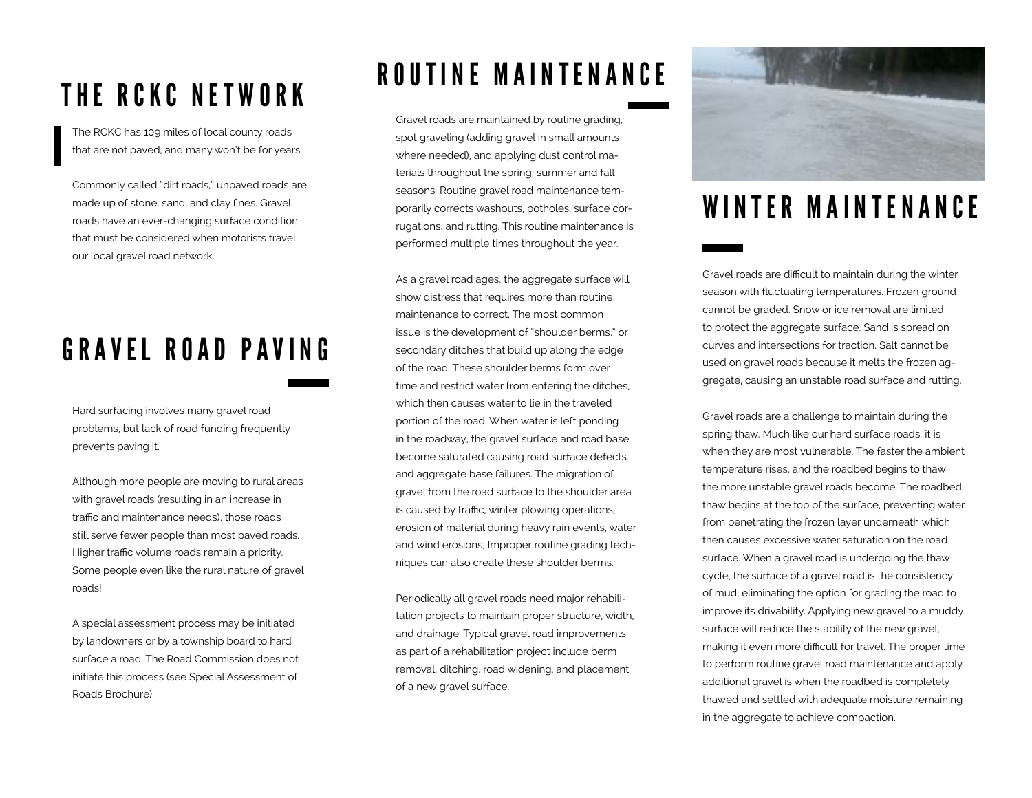## THE RCKC NETWORK

The RCKC has 109 miles of local county roads that are not paved, and many won't be for years.

Commonly called "dirt roads," unpaved roads are made up of stone, sand, and clay fines. Gravel roads have an ever-changing surface condition that must be considered when motorists travel our local gravel road network.

## GRAVEL ROAD PAVING

Hard surfacing involves many gravel road problems, but lack of road funding frequently prevents paving it.

Although more people are moving to rural areas with gravel roads (resulting in an increase in traffic and maintenance needs), those roads still serve fewer people than most paved roads. Higher traffic volume roads remain a priority. Some people even like the rural nature of gravel roads!

A special assessment process may be initiated by landowners or by a township board to hard surface a road. The Road Commission does not initiate this process (see Special Assessment of Roads Brochure).

## ROUTINE MAINTENANCE

Gravel roads are maintained by routine grading, spot graveling (adding gravel in small amounts where needed), and applying dust control materials throughout the spring, summer and fall seasons. Routine gravel road maintenance temporarily corrects washouts, potholes, surface corrugations, and rutting. This routine maintenance is performed multiple times throughout the year.

As a gravel road ages, the aggregate surface will show distress that requires more than routine maintenance to correct. The most common issue is the development of "shoulder berms," or secondary ditches that build up along the edge of the road. These shoulder berms form over time and restrict water from entering the ditches, which then causes water to lie in the traveled portion of the road. When water is left ponding in the roadway, the gravel surface and road base become saturated causing road surface defects and aggregate base failures. The migration of gravel from the road surface to the shoulder area is caused by traffic, winter plowing operations, erosion of material during heavy rain events, water and wind erosions, Improper routine grading techniques can also create these shoulder berms.

Periodically all gravel roads need major rehabilitation projects to maintain proper structure, width, and drainage. Typical gravel road improvements as part of a rehabilitation project include berm removal, ditching, road widening, and placement of a new gravel surface.

## WINTER MAINTENANCE

Gravel roads are difficult to maintain during the winter season with fluctuating temperatures. Frozen ground cannot be graded. Snow or ice removal are limited to protect the aggregate surface. Sand is spread on curves and intersections for traction. Salt cannot be used on gravel roads because it melts the frozen aggregate, causing an unstable road surface and rutting.

Gravel roads are a challenge to maintain during the spring thaw. Much like our hard surface roads, it is when they are most vulnerable. The faster the ambient temperature rises, and the roadbed begins to thaw, the more unstable gravel roads become. The roadbed thaw begins at the top of the surface, preventing water from penetrating the frozen layer underneath which then causes excessive water saturation on the road surface. When a gravel road is undergoing the thaw cycle, the surface of a gravel road is the consistency of mud, eliminating the option for grading the road to improve its drivability. Applying new gravel to a muddy surface will reduce the stability of the new gravel, making it even more difficult for travel. The proper time to perform routine gravel road maintenance and apply additional gravel is when the roadbed is completely thawed and settled with adequate moisture remaining in the aggregate to achieve compaction.